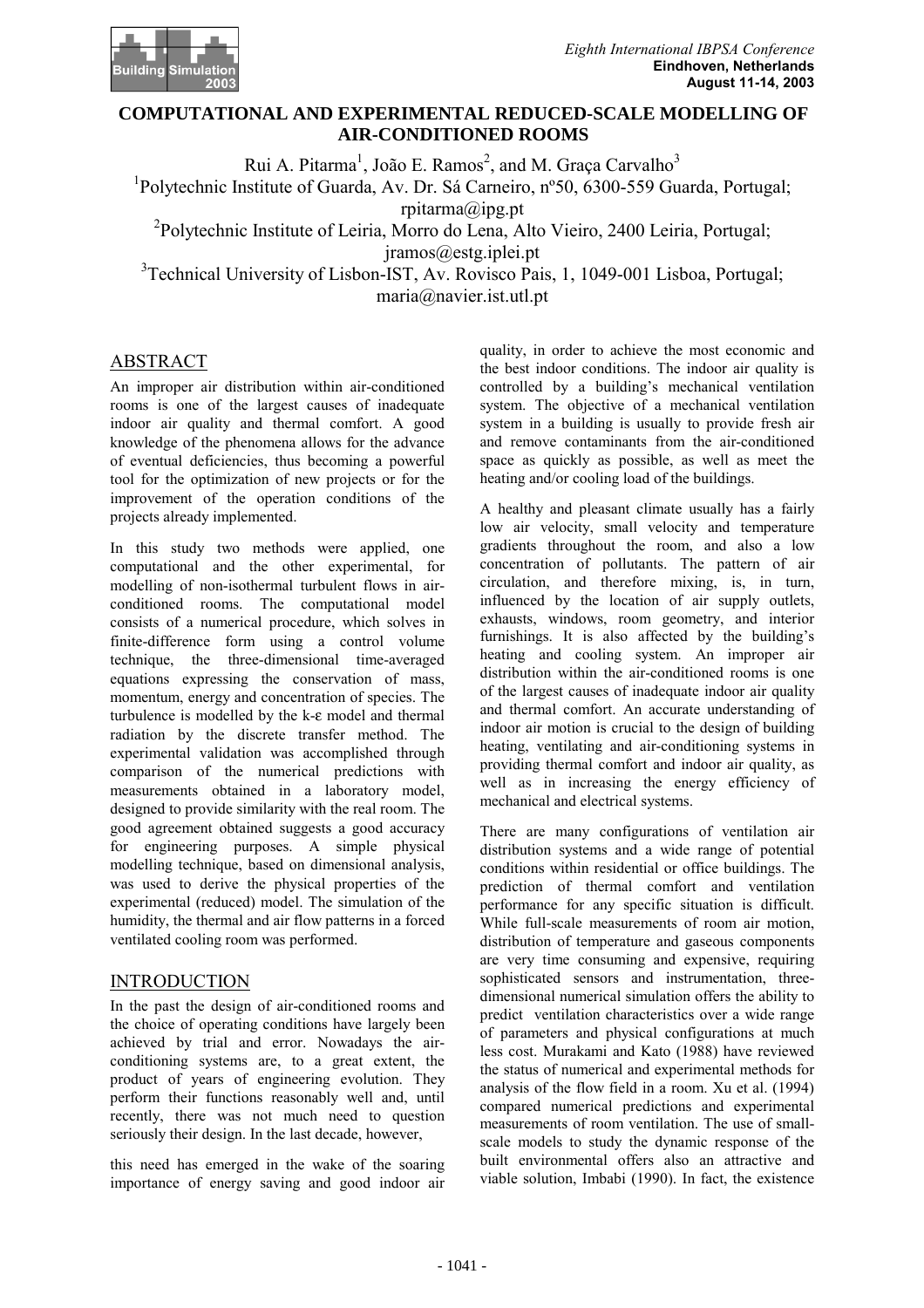# COMPUTATIONAL AND EXPERIMENTAL REDUCED-SCALE MODELLING OF AIR-CONDITIONED ROOMS

Rui A. Pitarma[1], João E. Ramos[2], and M. Graça Carvalho[3]

[1]Polytechnic Institute of Guarda, Av. Dr. Sá Carneiro, nº50, 6300-559 Guarda, Portugal; rpitarma@ipg.pt

[2]Polytechnic Institute of Leiria, Morro do Lena, Alto Vieiro, 2400 Leiria, Portugal; jramos@estg.iplei.pt

[3]Technical University of Lisbon-IST, Av. Rovisco Pais, 1, 1049-001 Lisboa, Portugal; maria@navier.ist.utl.pt

## ABSTRACT

An improper air distribution within air-conditioned rooms is one of the largest causes of inadequate indoor air quality and thermal comfort. A good knowledge of the phenomena allows for the advance of eventual deficiencies, thus becoming a powerful tool for the optimization of new projects or for the improvement of the operation conditions of the projects already implemented.

In this study two methods were applied, one computational and the other experimental, for modelling of non-isothermal turbulent flows in air-conditioned rooms. The computational model consists of a numerical procedure, which solves in finite-difference form using a control volume technique, the three-dimensional time-averaged equations expressing the conservation of mass, momentum, energy and concentration of species. The turbulence is modelled by the k-ε model and thermal radiation by the discrete transfer method. The experimental validation was accomplished through comparison of the numerical predictions with measurements obtained in a laboratory model, designed to provide similarity with the real room. The good agreement obtained suggests a good accuracy for engineering purposes. A simple physical modelling technique, based on dimensional analysis, was used to derive the physical properties of the experimental (reduced) model. The simulation of the humidity, the thermal and air flow patterns in a forced ventilated cooling room was performed.

## INTRODUCTION

In the past the design of air-conditioned rooms and the choice of operating conditions have largely been achieved by trial and error. Nowadays the air-conditioning systems are, to a great extent, the product of years of engineering evolution. They perform their functions reasonably well and, until recently, there was not much need to question seriously their design. In the last decade, however, this need has emerged in the wake of the soaring importance of energy saving and good indoor air quality, in order to achieve the most economic and the best indoor conditions. The indoor air quality is controlled by a building's mechanical ventilation system. The objective of a mechanical ventilation system in a building is usually to provide fresh air and remove contaminants from the air-conditioned space as quickly as possible, as well as meet the heating and/or cooling load of the buildings.

A healthy and pleasant climate usually has a fairly low air velocity, small velocity and temperature gradients throughout the room, and also a low concentration of pollutants. The pattern of air circulation, and therefore mixing, is, in turn, influenced by the location of air supply outlets, exhausts, windows, room geometry, and interior furnishings. It is also affected by the building's heating and cooling system. An improper air distribution within the air-conditioned rooms is one of the largest causes of inadequate indoor air quality and thermal comfort. An accurate understanding of indoor air motion is crucial to the design of building heating, ventilating and air-conditioning systems in providing thermal comfort and indoor air quality, as well as in increasing the energy efficiency of mechanical and electrical systems.

There are many configurations of ventilation air distribution systems and a wide range of potential conditions within residential or office buildings. The prediction of thermal comfort and ventilation performance for any specific situation is difficult. While full-scale measurements of room air motion, distribution of temperature and gaseous components are very time consuming and expensive, requiring sophisticated sensors and instrumentation, three-dimensional numerical simulation offers the ability to predict ventilation characteristics over a wide range of parameters and physical configurations at much less cost. Murakami and Kato (1988) have reviewed the status of numerical and experimental methods for analysis of the flow field in a room. Xu et al. (1994) compared numerical predictions and experimental measurements of room ventilation. The use of small-scale models to study the dynamic response of the built environmental offers also an attractive and viable solution, Imbabi (1990). In fact, the existence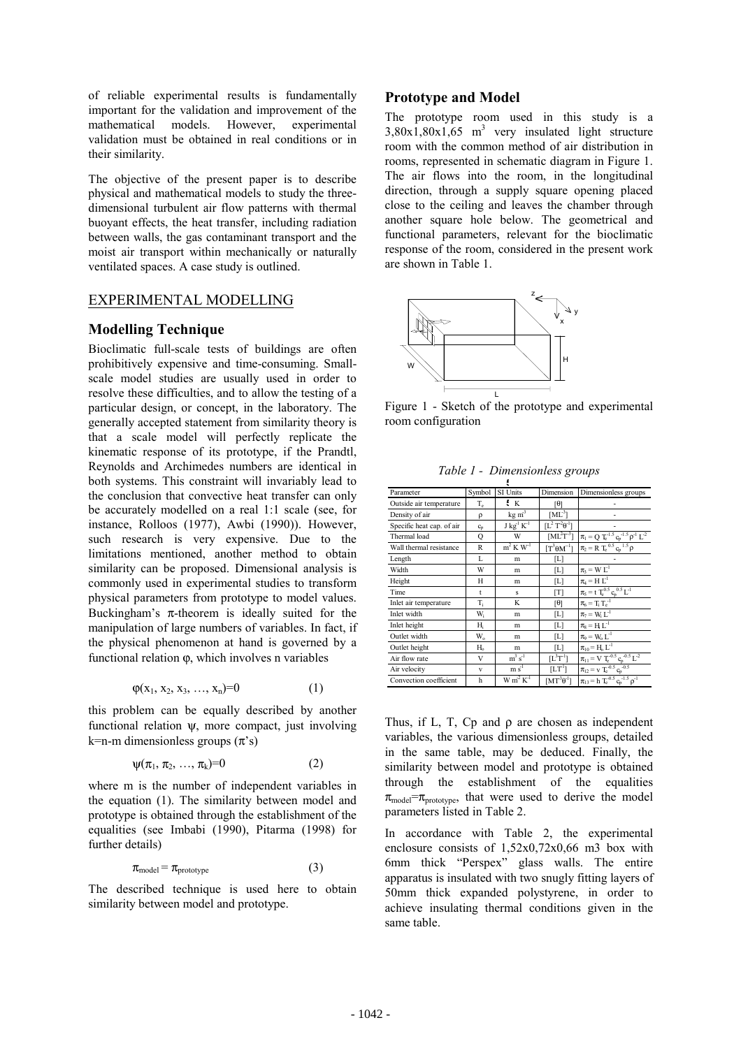of reliable experimental results is fundamentally important for the validation and improvement of the mathematical models. However, experimental validation must be obtained in real conditions or in their similarity.

The objective of the present paper is to describe physical and mathematical models to study the three-dimensional turbulent air flow patterns with thermal buoyant effects, the heat transfer, including radiation between walls, the gas contaminant transport and the moist air transport within mechanically or naturally ventilated spaces. A case study is outlined.

# EXPERIMENTAL MODELLING

## Modelling Technique

Bioclimatic full-scale tests of buildings are often prohibitively expensive and time-consuming. Small-scale model studies are usually used in order to resolve these difficulties, and to allow the testing of a particular design, or concept, in the laboratory. The generally accepted statement from similarity theory is that a scale model will perfectly replicate the kinematic response of its prototype, if the Prandtl, Reynolds and Archimedes numbers are identical in both systems. This constraint will invariably lead to the conclusion that convective heat transfer can only be accurately modelled on a real 1:1 scale (see, for instance, Rolloos (1977), Awbi (1990)). However, such research is very expensive. Due to the limitations mentioned, another method to obtain similarity can be proposed. Dimensional analysis is commonly used in experimental studies to transform physical parameters from prototype to model values. Buckingham's $\pi$-theorem is ideally suited for the manipulation of large numbers of variables. In fact, if the physical phenomenon at hand is governed by a functional relation $\varphi$, which involves n variables

$$\varphi(x_1, x_2, x_3, \ldots, x_n)=0 \qquad (1)$$

this problem can be equally described by another functional relation $\psi$, more compact, just involving k=n-m dimensionless groups ($\pi$'s)

$$\psi(\pi_1, \pi_2, \ldots, \pi_k)=0 \qquad (2)$$

where m is the number of independent variables in the equation (1). The similarity between model and prototype is obtained through the establishment of the equalities (see Imbabi (1990), Pitarma (1998) for further details)

$$\pi_{model} = \pi_{prototype} \qquad (3)$$

The described technique is used here to obtain similarity between model and prototype.

## Prototype and Model

The prototype room used in this study is a 3,80x1,80x1,65 $m^3$ very insulated light structure room with the common method of air distribution in rooms, represented in schematic diagram in Figure 1. The air flows into the room, in the longitudinal direction, through a supply square opening placed close to the ceiling and leaves the chamber through another square hole below. The geometrical and functional parameters, relevant for the bioclimatic response of the room, considered in the present work are shown in Table 1.

Figure 1 - Sketch of the prototype and experimental room configuration

*Table 1 - Dimensionless groups*

| Parameter | Symbol | SI Units | Dimension | Dimensionless groups |
|---|---|---|---|---|
| Outside air temperature | $T_e$ | K | $[\theta]$ | - |
| Density of air | $\rho$ | kg $m^3$ | $[ML^{-3}]$ | - |
| Specific heat cap. of air | $c_p$ | J $kg^{-1}$ $K^{-1}$ | $[L^2 T^{-2} \theta^{-1}]$ | - |
| Thermal load | Q | W | $[ML^2T^{-3}]$ | $\pi_1 = Q\ T_e^{-1.5}\ c_p^{-1.5}\ \rho^{-1}\ L^{-2}$ |
| Wall thermal resistance | R | $m^2$ K $W^{-1}$ | $[T^3\theta M^{-1}]$ | $\pi_2 = R\ T_e^{-0.5}\ c_p^{1.5}\ \rho$ |
| Length | L | m | [L] | - |
| Width | W | m | [L] | $\pi_3 = W\ L^{-1}$ |
| Height | H | m | [L] | $\pi_4 = H\ L^{-1}$ |
| Time | t | s | [T] | $\pi_5 = t\ T_e^{0.5}\ c_p^{0.5}\ L^{-1}$ |
| Inlet air temperature | $T_i$ | K | $[\theta]$ | $\pi_6 = T_i\ T_e^{-1}$ |
| Inlet width | $W_i$ | m | [L] | $\pi_7 = W_i\ L^{-1}$ |
| Inlet height | $H_i$ | m | [L] | $\pi_8 = H_i\ L^{-1}$ |
| Outlet width | $W_o$ | m | [L] | $\pi_9 = W_o\ L^{-1}$ |
| Outlet height | $H_o$ | m | [L] | $\pi_{10} = H_o\ L^{-1}$ |
| Air flow rate | V | $m^3$ $s^{-1}$ | $[L^3T^{-1}]$ | $\pi_{11} = V\ T_e^{-0.5}\ c_p^{-0.5}\ L^{-2}$ |
| Air velocity | v | m $s^{-1}$ | $[LT^{-1}]$ | $\pi_{12} = v\ T_e^{-0.5}\ c_p^{-0.5}$ |
| Convection coefficient | h | W $m^2$ $K^{-1}$ | $[MT^{-3}\theta^{-1}]$ | $\pi_{13} = h\ T_e^{-0.5}\ c_p^{-1.5}\ \rho^{-1}$ |

Thus, if L, T, Cp and $\rho$ are chosen as independent variables, the various dimensionless groups, detailed in the same table, may be deduced. Finally, the similarity between model and prototype is obtained through the establishment of the equalities $\pi_{model}=\pi_{prototype}$, that were used to derive the model parameters listed in Table 2.

In accordance with Table 2, the experimental enclosure consists of 1,52x0,72x0,66 m3 box with 6mm thick "Perspex" glass walls. The entire apparatus is insulated with two snugly fitting layers of 50mm thick expanded polystyrene, in order to achieve insulating thermal conditions given in the same table.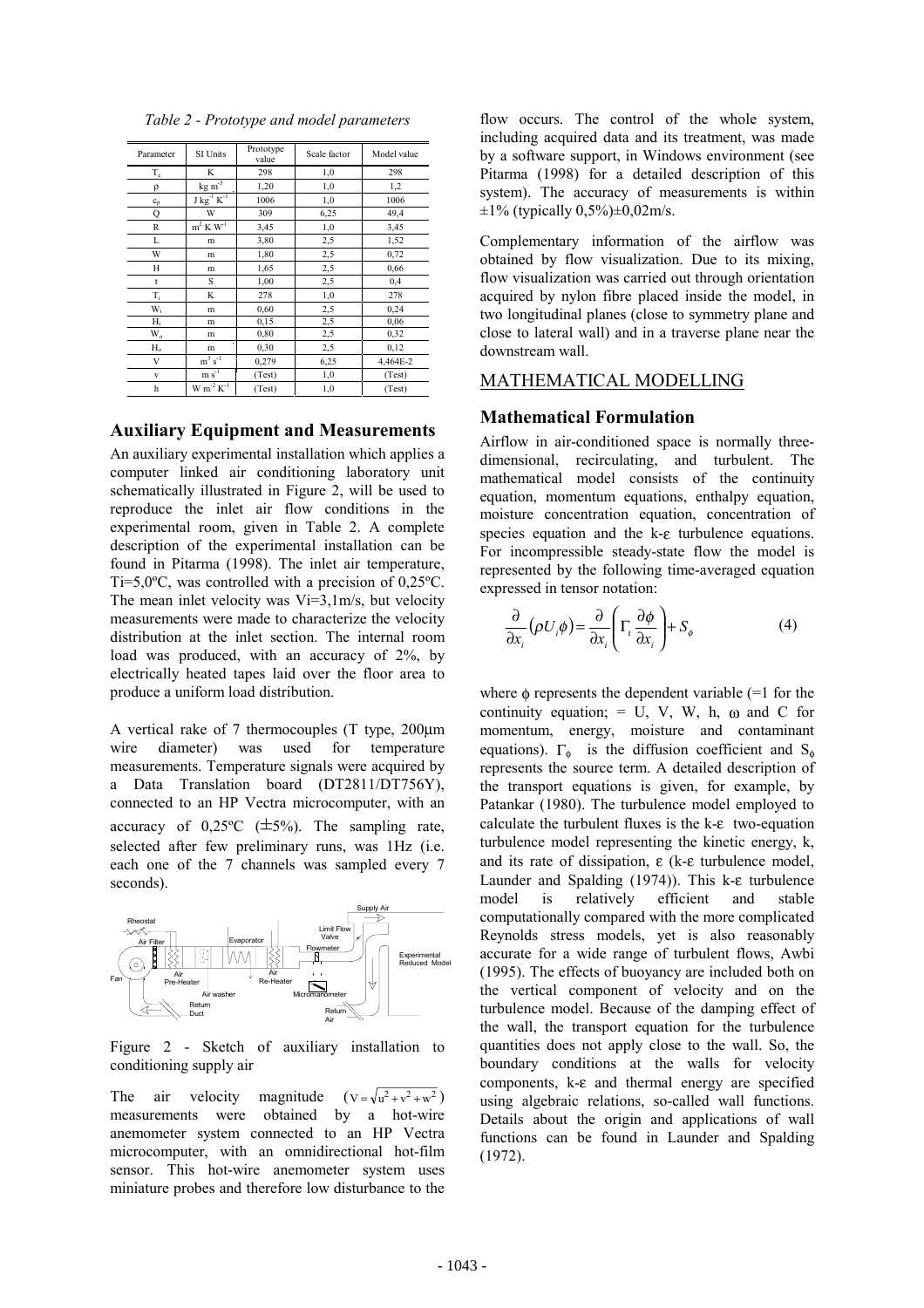*Table 2 - Prototype and model parameters*

| Parameter | SI Units | Prototype value | Scale factor | Model value |
|---|---|---|---|---|
| $T_e$ | K | 298 | 1,0 | 298 |
| $\rho$ | kg m$^{-3}$ | 1,20 | 1,0 | 1,2 |
| $c_p$ | J kg$^{-1}$ K$^{-1}$ | 1006 | 1,0 | 1006 |
| Q | W | 309 | 6,25 | 49,4 |
| R | m$^2$ K W$^{-1}$ | 3,45 | 1,0 | 3,45 |
| L | m | 3,80 | 2,5 | 1,52 |
| W | m | 1,80 | 2,5 | 0,72 |
| H | m | 1,65 | 2,5 | 0,66 |
| t | S | 1,00 | 2,5 | 0,4 |
| $T_i$ | K | 278 | 1,0 | 278 |
| $W_i$ | m | 0,60 | 2,5 | 0,24 |
| $H_i$ | m | 0,15 | 2,5 | 0,06 |
| $W_o$ | m | 0,80 | 2,5 | 0,32 |
| $H_o$ | m | 0,30 | 2,5 | 0,12 |
| V | m$^3$ s$^{-1}$ | 0,279 | 6,25 | 4,464E-2 |
| v | m s$^{-1}$ | (Test) | 1,0 | (Test) |
| h | W m$^{-2}$ K$^{-1}$ | (Test) | 1,0 | (Test) |

## Auxiliary Equipment and Measurements

An auxiliary experimental installation which applies a computer linked air conditioning laboratory unit schematically illustrated in Figure 2, will be used to reproduce the inlet air flow conditions in the experimental room, given in Table 2. A complete description of the experimental installation can be found in Pitarma (1998). The inlet air temperature, Ti=5,0ºC, was controlled with a precision of 0,25ºC. The mean inlet velocity was Vi=3,1m/s, but velocity measurements were made to characterize the velocity distribution at the inlet section. The internal room load was produced, with an accuracy of 2%, by electrically heated tapes laid over the floor area to produce a uniform load distribution.

A vertical rake of 7 thermocouples (T type, 200μm wire diameter) was used for temperature measurements. Temperature signals were acquired by a Data Translation board (DT2811/DT756Y), connected to an HP Vectra microcomputer, with an accuracy of 0,25ºC (±5%). The sampling rate, selected after few preliminary runs, was 1Hz (i.e. each one of the 7 channels was sampled every 7 seconds).

Figure 2 - Sketch of auxiliary installation to conditioning supply air

The air velocity magnitude ($V = \sqrt{u^2 + v^2 + w^2}$) measurements were obtained by a hot-wire anemometer system connected to an HP Vectra microcomputer, with an omnidirectional hot-film sensor. This hot-wire anemometer system uses miniature probes and therefore low disturbance to the flow occurs. The control of the whole system, including acquired data and its treatment, was made by a software support, in Windows environment (see Pitarma (1998) for a detailed description of this system). The accuracy of measurements is within ±1% (typically 0,5%)±0,02m/s.

Complementary information of the airflow was obtained by flow visualization. Due to its mixing, flow visualization was carried out through orientation acquired by nylon fibre placed inside the model, in two longitudinal planes (close to symmetry plane and close to lateral wall) and in a traverse plane near the downstream wall.

# MATHEMATICAL MODELLING

## Mathematical Formulation

Airflow in air-conditioned space is normally three-dimensional, recirculating, and turbulent. The mathematical model consists of the continuity equation, momentum equations, enthalpy equation, moisture concentration equation, concentration of species equation and the k-ε turbulence equations. For incompressible steady-state flow the model is represented by the following time-averaged equation expressed in tensor notation:

$$\frac{\partial}{\partial x_i}\left(\rho U_i \phi\right) = \frac{\partial}{\partial x_i}\left(\Gamma_t \frac{\partial \phi}{\partial x_i}\right) + S_\phi \qquad (4)$$

where $\phi$ represents the dependent variable (=1 for the continuity equation; = U, V, W, h, $\omega$ and C for momentum, energy, moisture and contaminant equations). $\Gamma_\phi$ is the diffusion coefficient and $S_\phi$ represents the source term. A detailed description of the transport equations is given, for example, by Patankar (1980). The turbulence model employed to calculate the turbulent fluxes is the k-ε two-equation turbulence model representing the kinetic energy, k, and its rate of dissipation, ε (k-ε turbulence model, Launder and Spalding (1974)). This k-ε turbulence model is relatively efficient and stable computationally compared with the more complicated Reynolds stress models, yet is also reasonably accurate for a wide range of turbulent flows, Awbi (1995). The effects of buoyancy are included both on the vertical component of velocity and on the turbulence model. Because of the damping effect of the wall, the transport equation for the turbulence quantities does not apply close to the wall. So, the boundary conditions at the walls for velocity components, k-ε and thermal energy are specified using algebraic relations, so-called wall functions. Details about the origin and applications of wall functions can be found in Launder and Spalding (1972).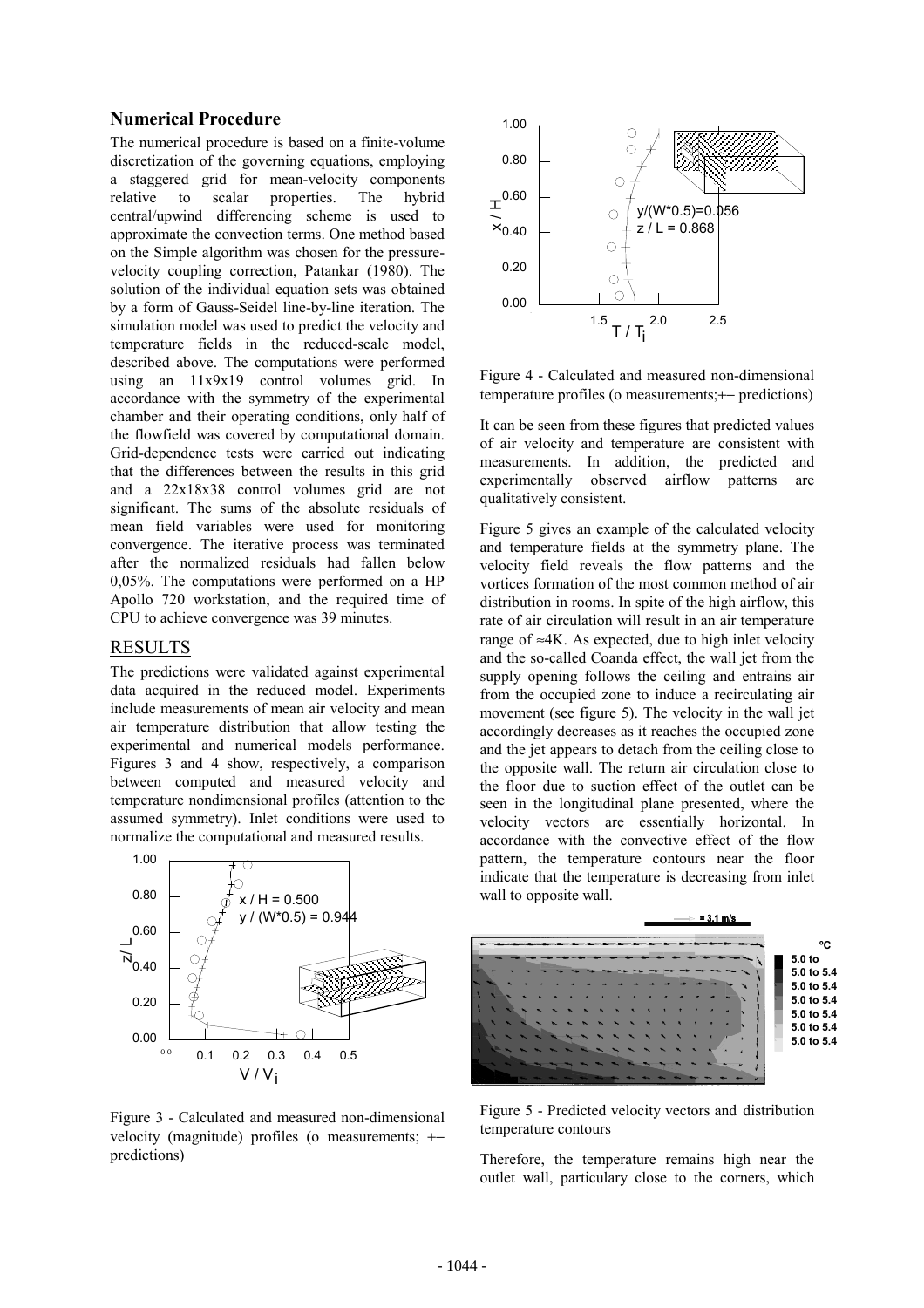## Numerical Procedure

The numerical procedure is based on a finite-volume discretization of the governing equations, employing a staggered grid for mean-velocity components relative to scalar properties. The hybrid central/upwind differencing scheme is used to approximate the convection terms. One method based on the Simple algorithm was chosen for the pressure-velocity coupling correction, Patankar (1980). The solution of the individual equation sets was obtained by a form of Gauss-Seidel line-by-line iteration. The simulation model was used to predict the velocity and temperature fields in the reduced-scale model, described above. The computations were performed using an 11x9x19 control volumes grid. In accordance with the symmetry of the experimental chamber and their operating conditions, only half of the flowfield was covered by computational domain. Grid-dependence tests were carried out indicating that the differences between the results in this grid and a 22x18x38 control volumes grid are not significant. The sums of the absolute residuals of mean field variables were used for monitoring convergence. The iterative process was terminated after the normalized residuals had fallen below 0,05%. The computations were performed on a HP Apollo 720 workstation, and the required time of CPU to achieve convergence was 39 minutes.

## RESULTS

The predictions were validated against experimental data acquired in the reduced model. Experiments include measurements of mean air velocity and mean air temperature distribution that allow testing the experimental and numerical models performance. Figures 3 and 4 show, respectively, a comparison between computed and measured velocity and temperature nondimensional profiles (attention to the assumed symmetry). Inlet conditions were used to normalize the computational and measured results.

Figure 3 - Calculated and measured non-dimensional velocity (magnitude) profiles (o measurements; +– predictions)

Figure 4 - Calculated and measured non-dimensional temperature profiles (o measurements;+– predictions)

It can be seen from these figures that predicted values of air velocity and temperature are consistent with measurements. In addition, the predicted and experimentally observed airflow patterns are qualitatively consistent.

Figure 5 gives an example of the calculated velocity and temperature fields at the symmetry plane. The velocity field reveals the flow patterns and the vortices formation of the most common method of air distribution in rooms. In spite of the high airflow, this rate of air circulation will result in an air temperature range of ≈4K. As expected, due to high inlet velocity and the so-called Coanda effect, the wall jet from the supply opening follows the ceiling and entrains air from the occupied zone to induce a recirculating air movement (see figure 5). The velocity in the wall jet accordingly decreases as it reaches the occupied zone and the jet appears to detach from the ceiling close to the opposite wall. The return air circulation close to the floor due to suction effect of the outlet can be seen in the longitudinal plane presented, where the velocity vectors are essentially horizontal. In accordance with the convective effect of the flow pattern, the temperature contours near the floor indicate that the temperature is decreasing from inlet wall to opposite wall.

Figure 5 - Predicted velocity vectors and distribution temperature contours

Therefore, the temperature remains high near the outlet wall, particulary close to the corners, which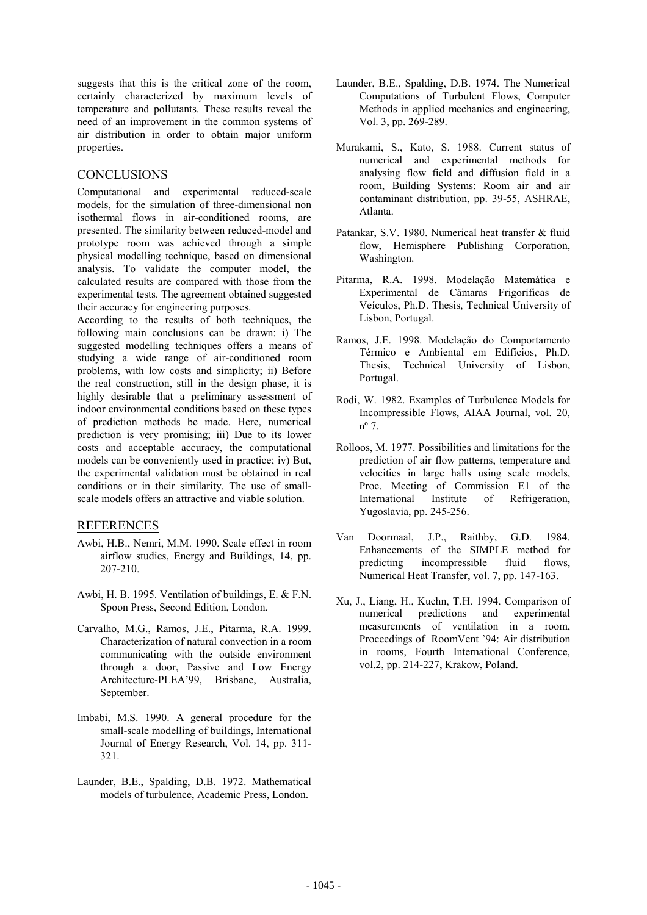suggests that this is the critical zone of the room, certainly characterized by maximum levels of temperature and pollutants. These results reveal the need of an improvement in the common systems of air distribution in order to obtain major uniform properties.

## CONCLUSIONS

Computational and experimental reduced-scale models, for the simulation of three-dimensional non isothermal flows in air-conditioned rooms, are presented. The similarity between reduced-model and prototype room was achieved through a simple physical modelling technique, based on dimensional analysis. To validate the computer model, the calculated results are compared with those from the experimental tests. The agreement obtained suggested their accuracy for engineering purposes.

According to the results of both techniques, the following main conclusions can be drawn: i) The suggested modelling techniques offers a means of studying a wide range of air-conditioned room problems, with low costs and simplicity; ii) Before the real construction, still in the design phase, it is highly desirable that a preliminary assessment of indoor environmental conditions based on these types of prediction methods be made. Here, numerical prediction is very promising; iii) Due to its lower costs and acceptable accuracy, the computational models can be conveniently used in practice; iv) But, the experimental validation must be obtained in real conditions or in their similarity. The use of small-scale models offers an attractive and viable solution.

## REFERENCES

Awbi, H.B., Nemri, M.M. 1990. Scale effect in room airflow studies, Energy and Buildings, 14, pp. 207-210.

Awbi, H. B. 1995. Ventilation of buildings, E. & F.N. Spoon Press, Second Edition, London.

Carvalho, M.G., Ramos, J.E., Pitarma, R.A. 1999. Characterization of natural convection in a room communicating with the outside environment through a door, Passive and Low Energy Architecture-PLEA'99, Brisbane, Australia, September.

Imbabi, M.S. 1990. A general procedure for the small-scale modelling of buildings, International Journal of Energy Research, Vol. 14, pp. 311-321.

Launder, B.E., Spalding, D.B. 1972. Mathematical models of turbulence, Academic Press, London.

Launder, B.E., Spalding, D.B. 1974. The Numerical Computations of Turbulent Flows, Computer Methods in applied mechanics and engineering, Vol. 3, pp. 269-289.

Murakami, S., Kato, S. 1988. Current status of numerical and experimental methods for analysing flow field and diffusion field in a room, Building Systems: Room air and air contaminant distribution, pp. 39-55, ASHRAE, Atlanta.

Patankar, S.V. 1980. Numerical heat transfer & fluid flow, Hemisphere Publishing Corporation, Washington.

Pitarma, R.A. 1998. Modelação Matemática e Experimental de Câmaras Frigoríficas de Veículos, Ph.D. Thesis, Technical University of Lisbon, Portugal.

Ramos, J.E. 1998. Modelação do Comportamento Térmico e Ambiental em Edifícios, Ph.D. Thesis, Technical University of Lisbon, Portugal.

Rodi, W. 1982. Examples of Turbulence Models for Incompressible Flows, AIAA Journal, vol. 20, nº 7.

Rolloos, M. 1977. Possibilities and limitations for the prediction of air flow patterns, temperature and velocities in large halls using scale models, Proc. Meeting of Commission E1 of the International Institute of Refrigeration, Yugoslavia, pp. 245-256.

Van Doormaal, J.P., Raithby, G.D. 1984. Enhancements of the SIMPLE method for predicting incompressible fluid flows, Numerical Heat Transfer, vol. 7, pp. 147-163.

Xu, J., Liang, H., Kuehn, T.H. 1994. Comparison of numerical predictions and experimental measurements of ventilation in a room, Proceedings of RoomVent '94: Air distribution in rooms, Fourth International Conference, vol.2, pp. 214-227, Krakow, Poland.